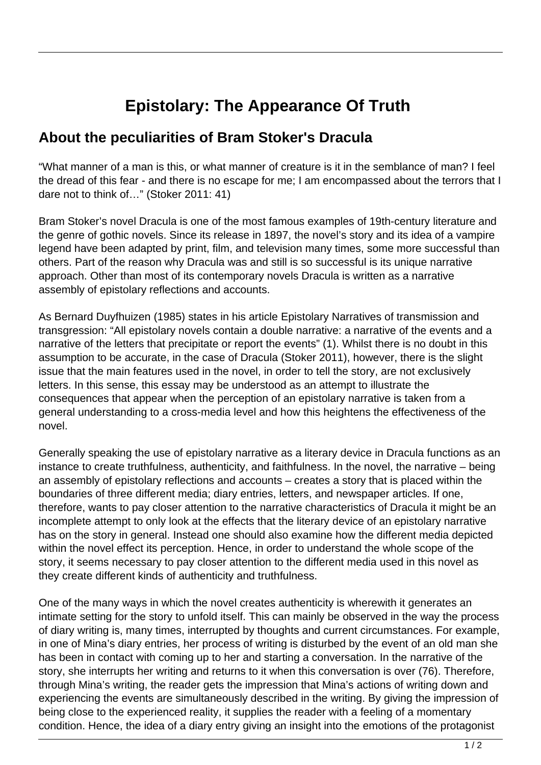# Epistolary: The Appearance Of Truth

## About the peculiarities of Bram Stoker's Dracula

"What manner of a man is this, or what manner of creature is it in the semblance of man? I feel the dread of this fear - and there is no escape for me; I am encompassed about the terrors that I dare not to think of…" (Stoker 2011: 41)

Bram Stoker's novel Dracula is one of the most famous examples of 19th-century literature and the genre of gothic novels. Since its release in 1897, the novel's story and its idea of a vampire legend have been adapted by print, film, and television many times, some more successful than others. Part of the reason why Dracula was and still is so successful is its unique narrative approach. Other than most of its contemporary novels Dracula is written as a narrative assembly of epistolary reflections and accounts.

As Bernard Duyfhuizen (1985) states in his article Epistolary Narratives of transmission and transgression: "All epistolary novels contain a double narrative: a narrative of the events and a narrative of the letters that precipitate or report the events" (1). Whilst there is no doubt in this assumption to be accurate, in the case of Dracula (Stoker 2011), however, there is the slight issue that the main features used in the novel, in order to tell the story, are not exclusively letters. In this sense, this essay may be understood as an attempt to illustrate the consequences that appear when the perception of an epistolary narrative is taken from a general understanding to a cross-media level and how this heightens the effectiveness of the novel.

Generally speaking the use of epistolary narrative as a literary device in Dracula functions as an instance to create truthfulness, authenticity, and faithfulness. In the novel, the narrative – being an assembly of epistolary reflections and accounts – creates a story that is placed within the boundaries of three different media; diary entries, letters, and newspaper articles. If one, therefore, wants to pay closer attention to the narrative characteristics of Dracula it might be an incomplete attempt to only look at the effects that the literary device of an epistolary narrative has on the story in general. Instead one should also examine how the different media depicted within the novel effect its perception. Hence, in order to understand the whole scope of the story, it seems necessary to pay closer attention to the different media used in this novel as they create different kinds of authenticity and truthfulness.

One of the many ways in which the novel creates authenticity is wherewith it generates an intimate setting for the story to unfold itself. This can mainly be observed in the way the process of diary writing is, many times, interrupted by thoughts and current circumstances. For example, in one of Mina's diary entries, her process of writing is disturbed by the event of an old man she has been in contact with coming up to her and starting a conversation. In the narrative of the story, she interrupts her writing and returns to it when this conversation is over (76). Therefore, through Mina's writing, the reader gets the impression that Mina's actions of writing down and experiencing the events are simultaneously described in the writing. By giving the impression of being close to the experienced reality, it supplies the reader with a feeling of a momentary condition. Hence, the idea of a diary entry giving an insight into the emotions of the protagonist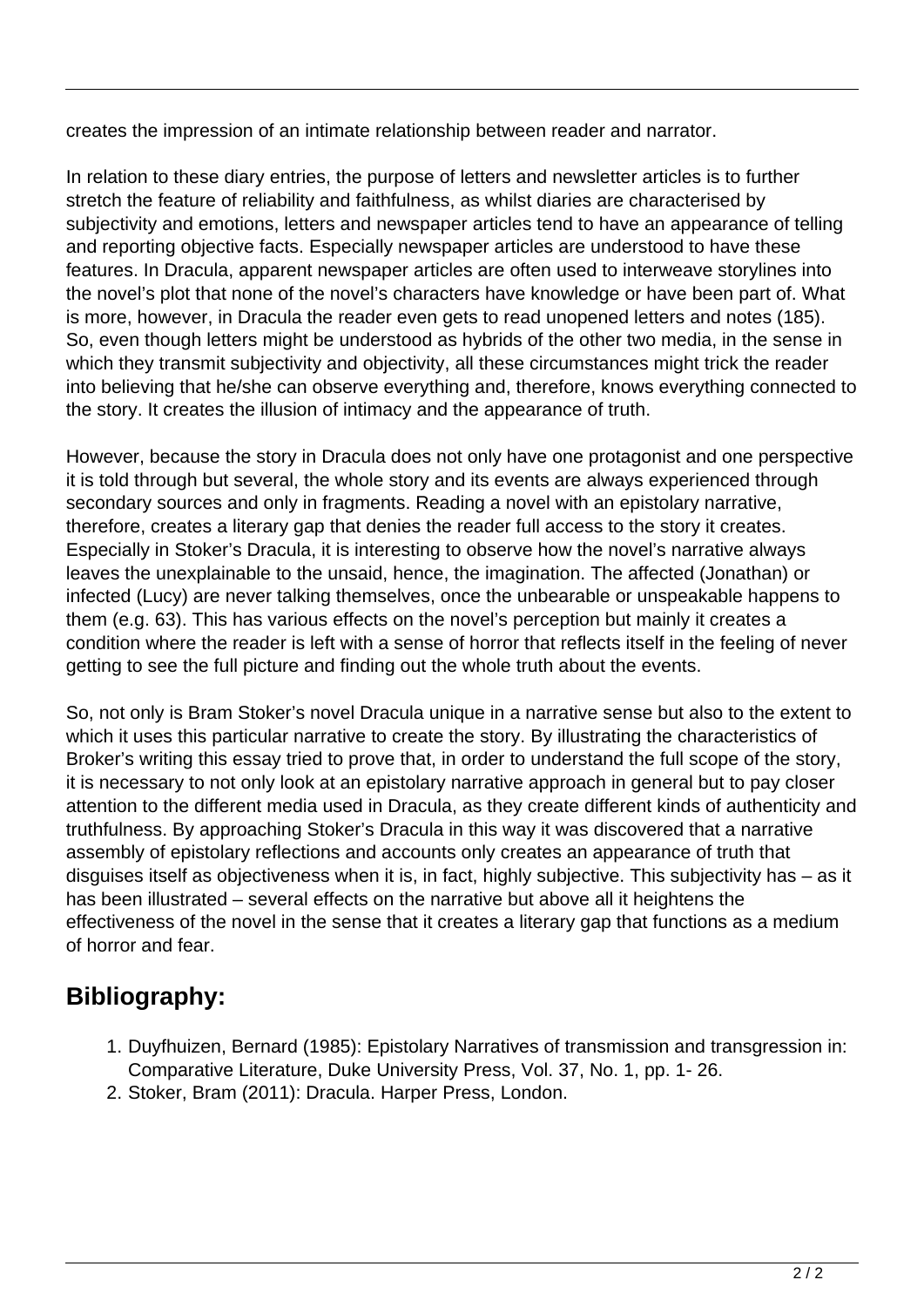creates the impression of an intimate relationship between reader and narrator.

In relation to these diary entries, the purpose of letters and newsletter articles is to further stretch the feature of reliability and faithfulness, as whilst diaries are characterised by subjectivity and emotions, letters and newspaper articles tend to have an appearance of telling and reporting objective facts. Especially newspaper articles are understood to have these features. In Dracula, apparent newspaper articles are often used to interweave storylines into the novel's plot that none of the novel's characters have knowledge or have been part of. What is more, however, in Dracula the reader even gets to read unopened letters and notes (185). So, even though letters might be understood as hybrids of the other two media, in the sense in which they transmit subjectivity and objectivity, all these circumstances might trick the reader into believing that he/she can observe everything and, therefore, knows everything connected to the story. It creates the illusion of intimacy and the appearance of truth.

However, because the story in Dracula does not only have one protagonist and one perspective it is told through but several, the whole story and its events are always experienced through secondary sources and only in fragments. Reading a novel with an epistolary narrative, therefore, creates a literary gap that denies the reader full access to the story it creates. Especially in Stoker's Dracula, it is interesting to observe how the novel's narrative always leaves the unexplainable to the unsaid, hence, the imagination. The affected (Jonathan) or infected (Lucy) are never talking themselves, once the unbearable or unspeakable happens to them (e.g. 63). This has various effects on the novel's perception but mainly it creates a condition where the reader is left with a sense of horror that reflects itself in the feeling of never getting to see the full picture and finding out the whole truth about the events.

So, not only is Bram Stoker's novel Dracula unique in a narrative sense but also to the extent to which it uses this particular narrative to create the story. By illustrating the characteristics of Broker's writing this essay tried to prove that, in order to understand the full scope of the story, it is necessary to not only look at an epistolary narrative approach in general but to pay closer attention to the different media used in Dracula, as they create different kinds of authenticity and truthfulness. By approaching Stoker's Dracula in this way it was discovered that a narrative assembly of epistolary reflections and accounts only creates an appearance of truth that disguises itself as objectiveness when it is, in fact, highly subjective. This subjectivity has – as it has been illustrated – several effects on the narrative but above all it heightens the effectiveness of the novel in the sense that it creates a literary gap that functions as a medium of horror and fear.

## Bibliography:

1. Duyfhuizen, Bernard (1985): Epistolary Narratives of transmission and transgression in: Comparative Literature, Duke University Press, Vol. 37, No. 1, pp. 1- 26.
2. Stoker, Bram (2011): Dracula. Harper Press, London.